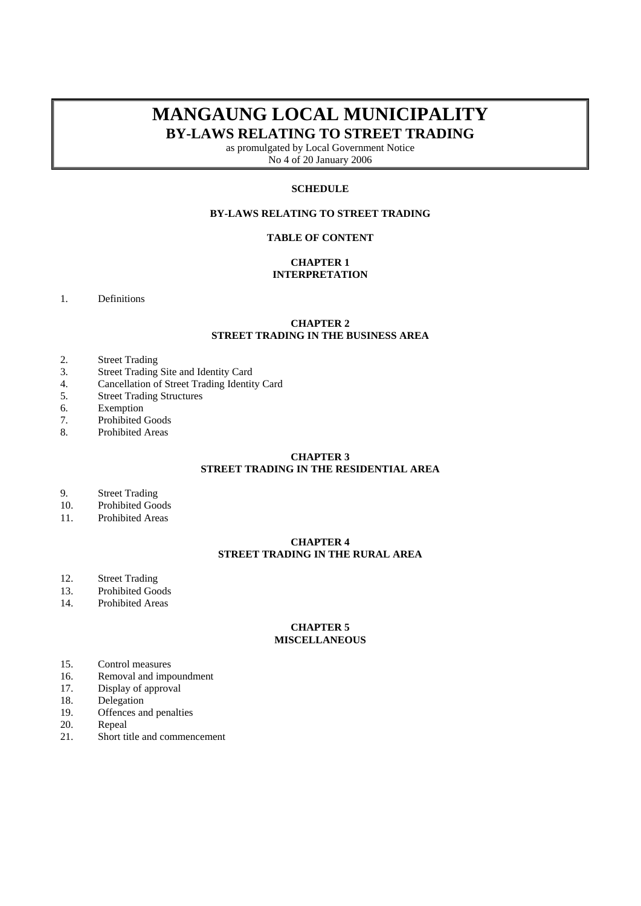# MANGAUNG LOCAL MUNICIPALITY

## BY-LAWS RELATING TO STREET TRADING

as promulgated by Local Government Notice
No 4 of 20 January 2006

**SCHEDULE**

**BY-LAWS RELATING TO STREET TRADING**

**TABLE OF CONTENT**

**CHAPTER 1**
**INTERPRETATION**

1. Definitions

**CHAPTER 2**
**STREET TRADING IN THE BUSINESS AREA**

2. Street Trading
3. Street Trading Site and Identity Card
4. Cancellation of Street Trading Identity Card
5. Street Trading Structures
6. Exemption
7. Prohibited Goods
8. Prohibited Areas

**CHAPTER 3**
**STREET TRADING IN THE RESIDENTIAL AREA**

9. Street Trading
10. Prohibited Goods
11. Prohibited Areas

**CHAPTER 4**
**STREET TRADING IN THE RURAL AREA**

12. Street Trading
13. Prohibited Goods
14. Prohibited Areas

**CHAPTER 5**
**MISCELLANEOUS**

15. Control measures
16. Removal and impoundment
17. Display of approval
18. Delegation
19. Offences and penalties
20. Repeal
21. Short title and commencement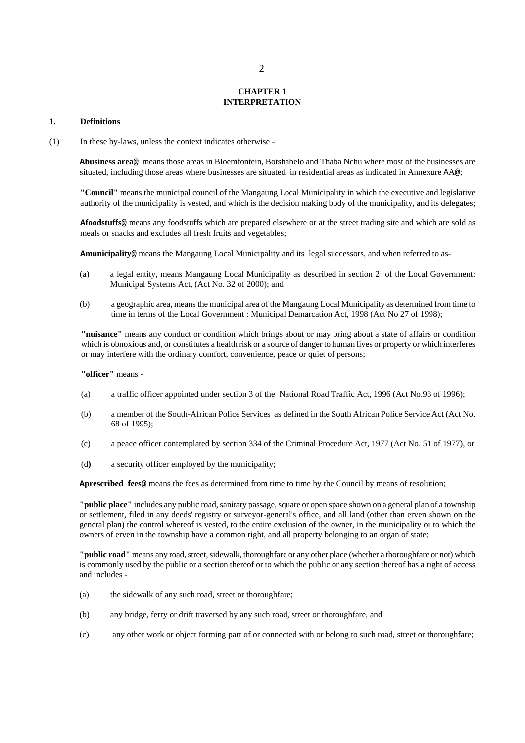# CHAPTER 1
# INTERPRETATION

## 1. Definitions

(1) In these by-laws, unless the context indicates otherwise -

**Abusiness area@** means those areas in Bloemfontein, Botshabelo and Thaba Nchu where most of the businesses are situated, including those areas where businesses are situated in residential areas as indicated in Annexure AA@;

**"Council"** means the municipal council of the Mangaung Local Municipality in which the executive and legislative authority of the municipality is vested, and which is the decision making body of the municipality, and its delegates;

**Afoodstuffs@** means any foodstuffs which are prepared elsewhere or at the street trading site and which are sold as meals or snacks and excludes all fresh fruits and vegetables;

**Amunicipality@** means the Mangaung Local Municipality and its legal successors, and when referred to as-

(a) a legal entity, means Mangaung Local Municipality as described in section 2 of the Local Government: Municipal Systems Act, (Act No. 32 of 2000); and

(b) a geographic area, means the municipal area of the Mangaung Local Municipality as determined from time to time in terms of the Local Government : Municipal Demarcation Act, 1998 (Act No 27 of 1998);

**"nuisance"** means any conduct or condition which brings about or may bring about a state of affairs or condition which is obnoxious and, or constitutes a health risk or a source of danger to human lives or property or which interferes or may interfere with the ordinary comfort, convenience, peace or quiet of persons;

**"officer"** means -

(a) a traffic officer appointed under section 3 of the National Road Traffic Act, 1996 (Act No.93 of 1996);

(b) a member of the South-African Police Services as defined in the South African Police Service Act (Act No. 68 of 1995);

(c) a peace officer contemplated by section 334 of the Criminal Procedure Act, 1977 (Act No. 51 of 1977), or

(d) a security officer employed by the municipality;

**Aprescribed fees@** means the fees as determined from time to time by the Council by means of resolution;

**"public place"** includes any public road, sanitary passage, square or open space shown on a general plan of a township or settlement, filed in any deeds' registry or surveyor-general's office, and all land (other than erven shown on the general plan) the control whereof is vested, to the entire exclusion of the owner, in the municipality or to which the owners of erven in the township have a common right, and all property belonging to an organ of state;

**"public road"** means any road, street, sidewalk, thoroughfare or any other place (whether a thoroughfare or not) which is commonly used by the public or a section thereof or to which the public or any section thereof has a right of access and includes -

(a) the sidewalk of any such road, street or thoroughfare;

(b) any bridge, ferry or drift traversed by any such road, street or thoroughfare, and

(c) any other work or object forming part of or connected with or belong to such road, street or thoroughfare;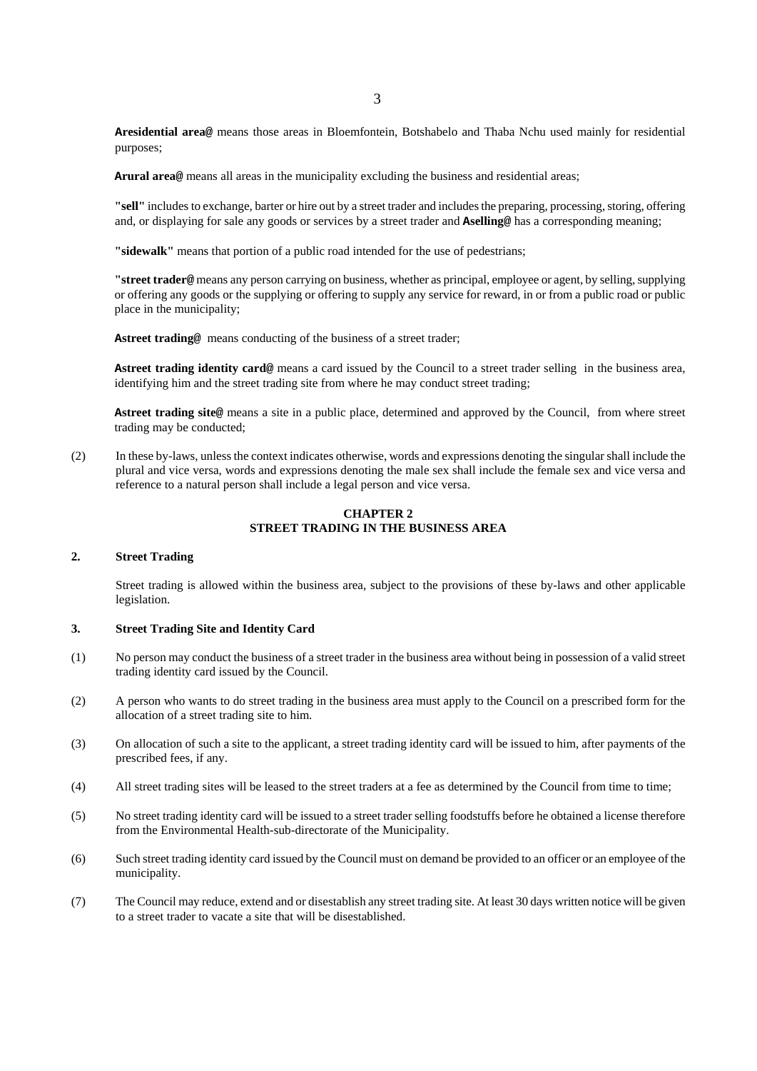**Aresidential area@** means those areas in Bloemfontein, Botshabelo and Thaba Nchu used mainly for residential purposes;

**Arural area@** means all areas in the municipality excluding the business and residential areas;

**"sell"** includes to exchange, barter or hire out by a street trader and includes the preparing, processing, storing, offering and, or displaying for sale any goods or services by a street trader and **Aselling@** has a corresponding meaning;

**"sidewalk"** means that portion of a public road intended for the use of pedestrians;

**"street trader@** means any person carrying on business, whether as principal, employee or agent, by selling, supplying or offering any goods or the supplying or offering to supply any service for reward, in or from a public road or public place in the municipality;

**Astreet trading@** means conducting of the business of a street trader;

**Astreet trading identity card@** means a card issued by the Council to a street trader selling in the business area, identifying him and the street trading site from where he may conduct street trading;

**Astreet trading site@** means a site in a public place, determined and approved by the Council, from where street trading may be conducted;

(2) In these by-laws, unless the context indicates otherwise, words and expressions denoting the singular shall include the plural and vice versa, words and expressions denoting the male sex shall include the female sex and vice versa and reference to a natural person shall include a legal person and vice versa.

## CHAPTER 2
## STREET TRADING IN THE BUSINESS AREA

### 2. Street Trading

Street trading is allowed within the business area, subject to the provisions of these by-laws and other applicable legislation.

### 3. Street Trading Site and Identity Card

(1) No person may conduct the business of a street trader in the business area without being in possession of a valid street trading identity card issued by the Council.

(2) A person who wants to do street trading in the business area must apply to the Council on a prescribed form for the allocation of a street trading site to him.

(3) On allocation of such a site to the applicant, a street trading identity card will be issued to him, after payments of the prescribed fees, if any.

(4) All street trading sites will be leased to the street traders at a fee as determined by the Council from time to time;

(5) No street trading identity card will be issued to a street trader selling foodstuffs before he obtained a license therefore from the Environmental Health-sub-directorate of the Municipality.

(6) Such street trading identity card issued by the Council must on demand be provided to an officer or an employee of the municipality.

(7) The Council may reduce, extend and or disestablish any street trading site. At least 30 days written notice will be given to a street trader to vacate a site that will be disestablished.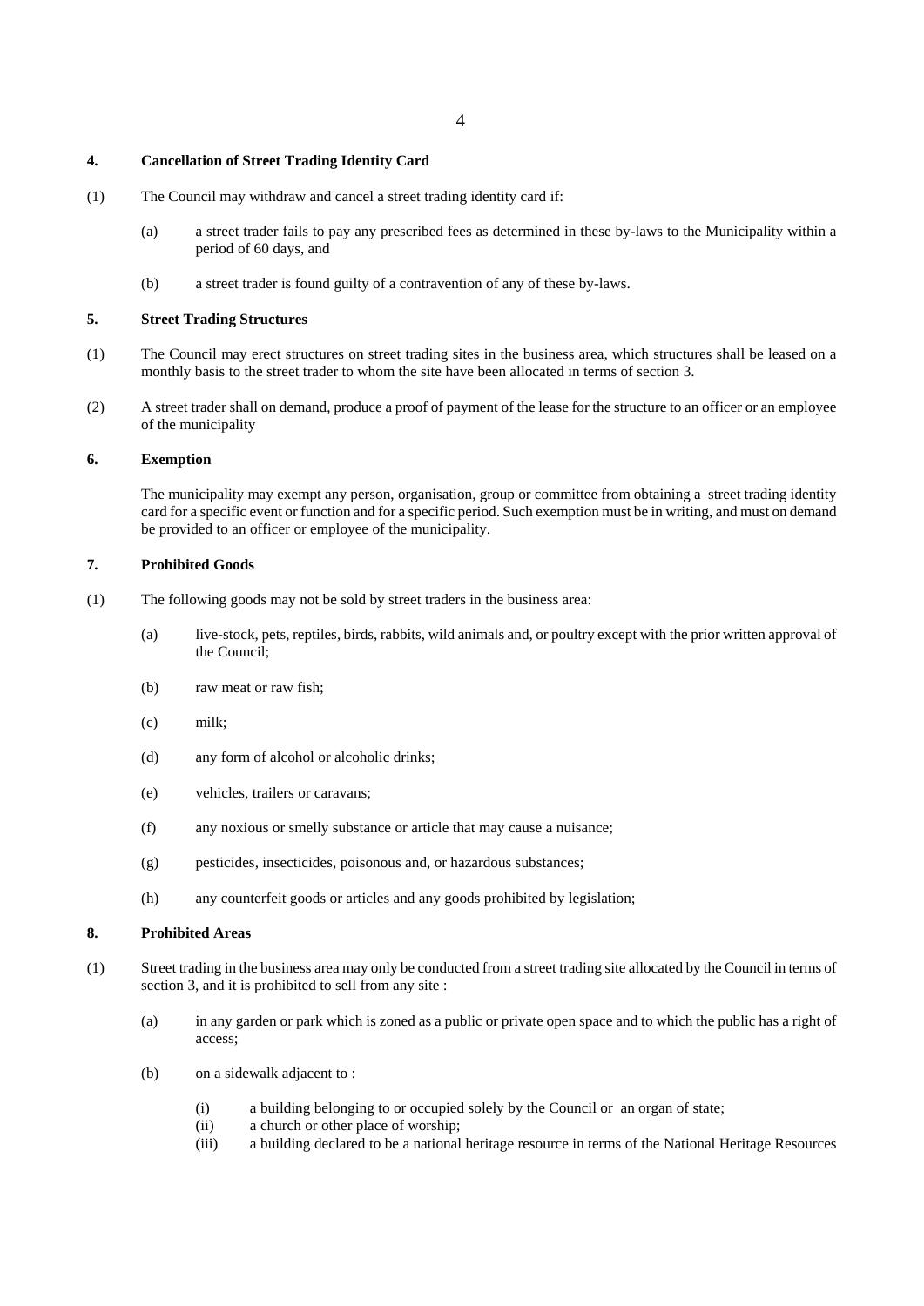**4. Cancellation of Street Trading Identity Card**

(1) The Council may withdraw and cancel a street trading identity card if:

(a) a street trader fails to pay any prescribed fees as determined in these by-laws to the Municipality within a period of 60 days, and

(b) a street trader is found guilty of a contravention of any of these by-laws.

**5. Street Trading Structures**

(1) The Council may erect structures on street trading sites in the business area, which structures shall be leased on a monthly basis to the street trader to whom the site have been allocated in terms of section 3.

(2) A street trader shall on demand, produce a proof of payment of the lease for the structure to an officer or an employee of the municipality

**6. Exemption**

The municipality may exempt any person, organisation, group or committee from obtaining a street trading identity card for a specific event or function and for a specific period. Such exemption must be in writing, and must on demand be provided to an officer or employee of the municipality.

**7. Prohibited Goods**

(1) The following goods may not be sold by street traders in the business area:

(a) live-stock, pets, reptiles, birds, rabbits, wild animals and, or poultry except with the prior written approval of the Council;

(b) raw meat or raw fish;

(c) milk;

(d) any form of alcohol or alcoholic drinks;

(e) vehicles, trailers or caravans;

(f) any noxious or smelly substance or article that may cause a nuisance;

(g) pesticides, insecticides, poisonous and, or hazardous substances;

(h) any counterfeit goods or articles and any goods prohibited by legislation;

**8. Prohibited Areas**

(1) Street trading in the business area may only be conducted from a street trading site allocated by the Council in terms of section 3, and it is prohibited to sell from any site :

(a) in any garden or park which is zoned as a public or private open space and to which the public has a right of access;

(b) on a sidewalk adjacent to :

(i) a building belonging to or occupied solely by the Council or an organ of state;
(ii) a church or other place of worship;
(iii) a building declared to be a national heritage resource in terms of the National Heritage Resources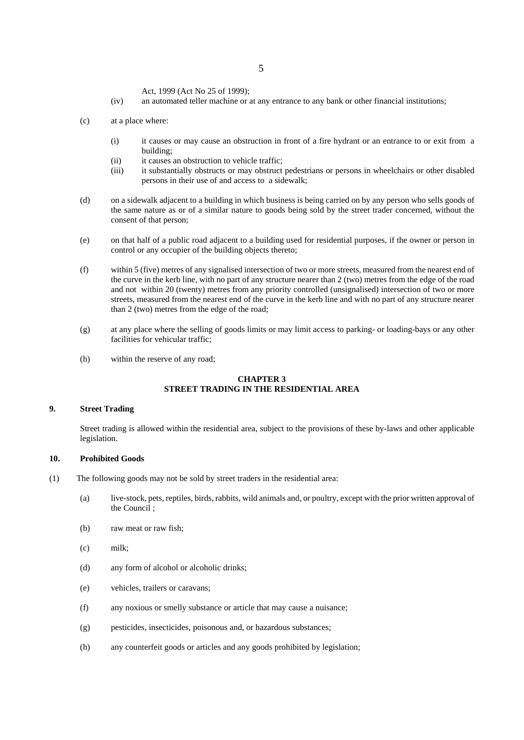Act, 1999 (Act No 25 of 1999);

(iv) an automated teller machine or at any entrance to any bank or other financial institutions;

(c) at a place where:

(i) it causes or may cause an obstruction in front of a fire hydrant or an entrance to or exit from a building;

(ii) it causes an obstruction to vehicle traffic;

(iii) it substantially obstructs or may obstruct pedestrians or persons in wheelchairs or other disabled persons in their use of and access to a sidewalk;

(d) on a sidewalk adjacent to a building in which business is being carried on by any person who sells goods of the same nature as or of a similar nature to goods being sold by the street trader concerned, without the consent of that person;

(e) on that half of a public road adjacent to a building used for residential purposes, if the owner or person in control or any occupier of the building objects thereto;

(f) within 5 (five) metres of any signalised intersection of two or more streets, measured from the nearest end of the curve in the kerb line, with no part of any structure nearer than 2 (two) metres from the edge of the road and not within 20 (twenty) metres from any priority controlled (unsignalised) intersection of two or more streets, measured from the nearest end of the curve in the kerb line and with no part of any structure nearer than 2 (two) metres from the edge of the road;

(g) at any place where the selling of goods limits or may limit access to parking- or loading-bays or any other facilities for vehicular traffic;

(h) within the reserve of any road;

## CHAPTER 3
## STREET TRADING IN THE RESIDENTIAL AREA

### 9. Street Trading

Street trading is allowed within the residential area, subject to the provisions of these by-laws and other applicable legislation.

### 10. Prohibited Goods

(1) The following goods may not be sold by street traders in the residential area:

(a) live-stock, pets, reptiles, birds, rabbits, wild animals and, or poultry, except with the prior written approval of the Council ;

(b) raw meat or raw fish;

(c) milk;

(d) any form of alcohol or alcoholic drinks;

(e) vehicles, trailers or caravans;

(f) any noxious or smelly substance or article that may cause a nuisance;

(g) pesticides, insecticides, poisonous and, or hazardous substances;

(h) any counterfeit goods or articles and any goods prohibited by legislation;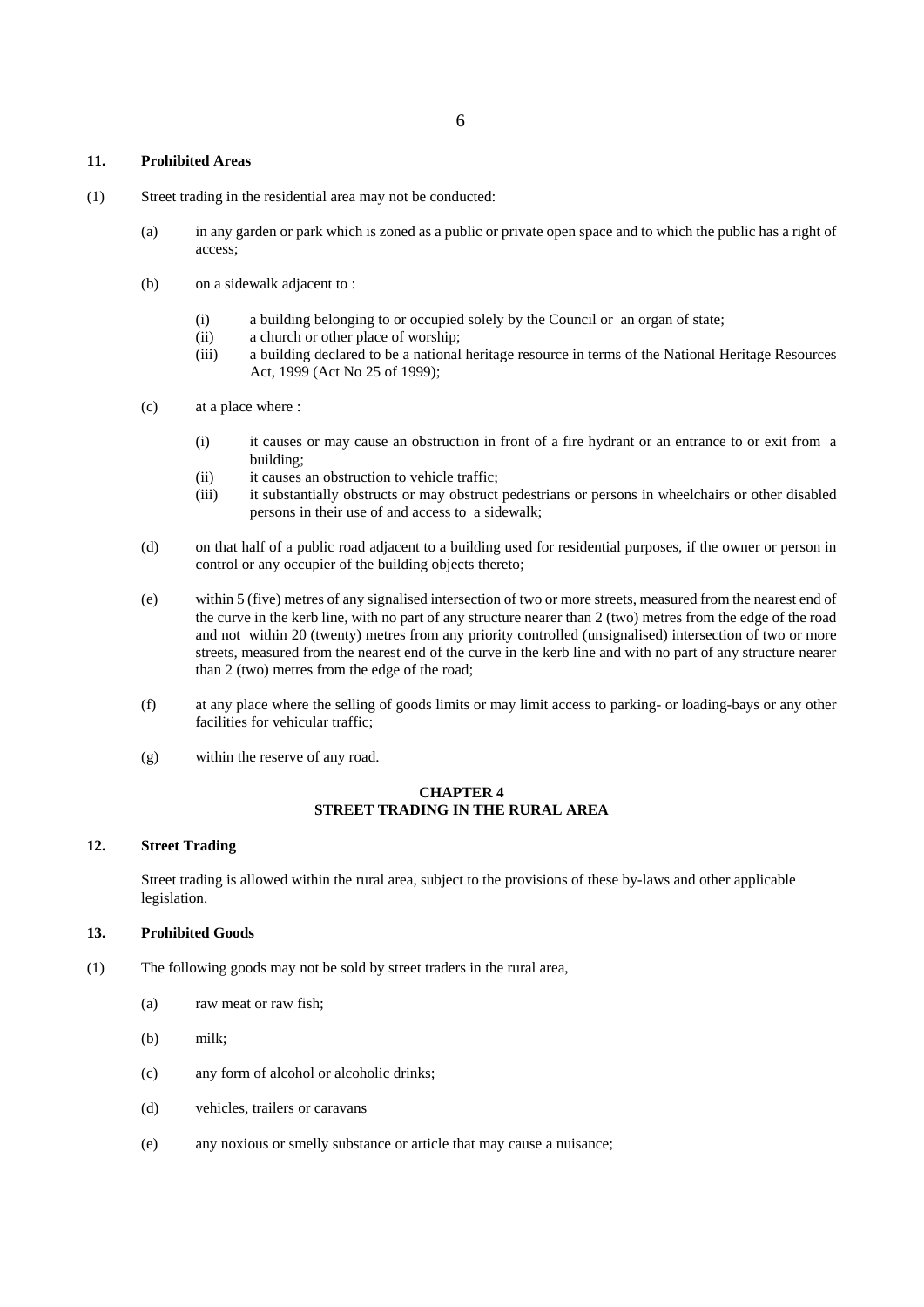**11. Prohibited Areas**

(1) Street trading in the residential area may not be conducted:

(a) in any garden or park which is zoned as a public or private open space and to which the public has a right of access;

(b) on a sidewalk adjacent to :

(i) a building belonging to or occupied solely by the Council or an organ of state;
(ii) a church or other place of worship;
(iii) a building declared to be a national heritage resource in terms of the National Heritage Resources Act, 1999 (Act No 25 of 1999);

(c) at a place where :

(i) it causes or may cause an obstruction in front of a fire hydrant or an entrance to or exit from a building;
(ii) it causes an obstruction to vehicle traffic;
(iii) it substantially obstructs or may obstruct pedestrians or persons in wheelchairs or other disabled persons in their use of and access to a sidewalk;

(d) on that half of a public road adjacent to a building used for residential purposes, if the owner or person in control or any occupier of the building objects thereto;

(e) within 5 (five) metres of any signalised intersection of two or more streets, measured from the nearest end of the curve in the kerb line, with no part of any structure nearer than 2 (two) metres from the edge of the road and not within 20 (twenty) metres from any priority controlled (unsignalised) intersection of two or more streets, measured from the nearest end of the curve in the kerb line and with no part of any structure nearer than 2 (two) metres from the edge of the road;

(f) at any place where the selling of goods limits or may limit access to parking- or loading-bays or any other facilities for vehicular traffic;

(g) within the reserve of any road.

## CHAPTER 4
## STREET TRADING IN THE RURAL AREA

**12. Street Trading**

Street trading is allowed within the rural area, subject to the provisions of these by-laws and other applicable legislation.

**13. Prohibited Goods**

(1) The following goods may not be sold by street traders in the rural area,

(a) raw meat or raw fish;

(b) milk;

(c) any form of alcohol or alcoholic drinks;

(d) vehicles, trailers or caravans

(e) any noxious or smelly substance or article that may cause a nuisance;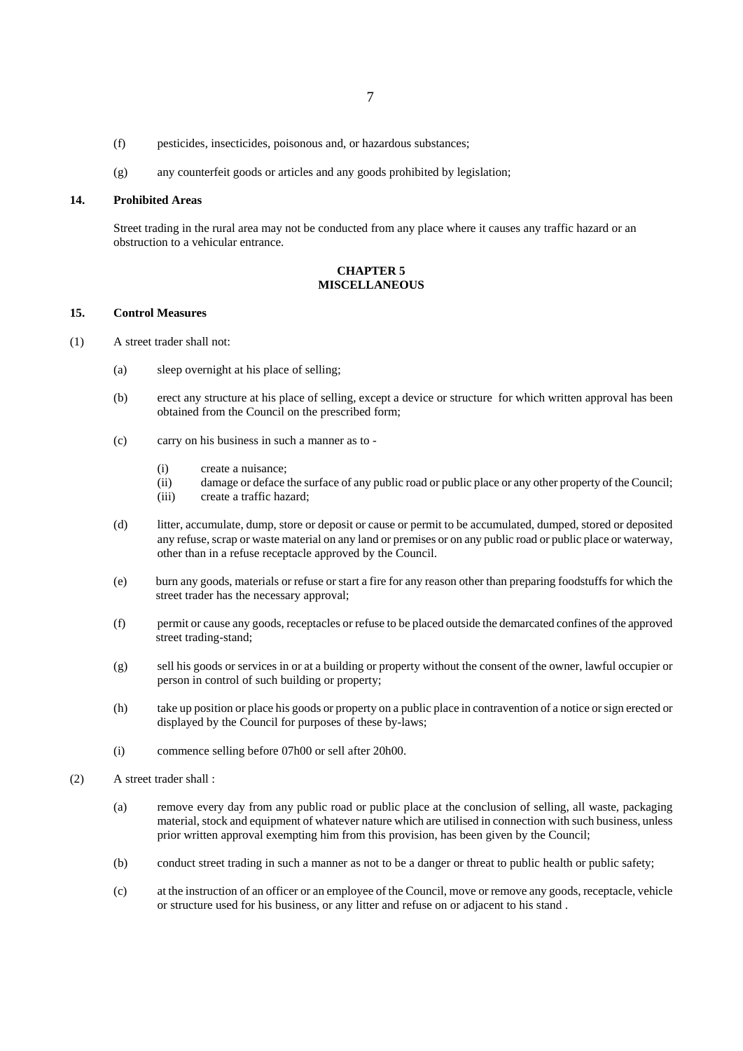(f) pesticides, insecticides, poisonous and, or hazardous substances;

(g) any counterfeit goods or articles and any goods prohibited by legislation;

**14. Prohibited Areas**

Street trading in the rural area may not be conducted from any place where it causes any traffic hazard or an obstruction to a vehicular entrance.

## CHAPTER 5
## MISCELLANEOUS

**15. Control Measures**

(1) A street trader shall not:

(a) sleep overnight at his place of selling;

(b) erect any structure at his place of selling, except a device or structure for which written approval has been obtained from the Council on the prescribed form;

(c) carry on his business in such a manner as to -

(i) create a nuisance;
(ii) damage or deface the surface of any public road or public place or any other property of the Council;
(iii) create a traffic hazard;

(d) litter, accumulate, dump, store or deposit or cause or permit to be accumulated, dumped, stored or deposited any refuse, scrap or waste material on any land or premises or on any public road or public place or waterway, other than in a refuse receptacle approved by the Council.

(e) burn any goods, materials or refuse or start a fire for any reason other than preparing foodstuffs for which the street trader has the necessary approval;

(f) permit or cause any goods, receptacles or refuse to be placed outside the demarcated confines of the approved street trading-stand;

(g) sell his goods or services in or at a building or property without the consent of the owner, lawful occupier or person in control of such building or property;

(h) take up position or place his goods or property on a public place in contravention of a notice or sign erected or displayed by the Council for purposes of these by-laws;

(i) commence selling before 07h00 or sell after 20h00.

(2) A street trader shall :

(a) remove every day from any public road or public place at the conclusion of selling, all waste, packaging material, stock and equipment of whatever nature which are utilised in connection with such business, unless prior written approval exempting him from this provision, has been given by the Council;

(b) conduct street trading in such a manner as not to be a danger or threat to public health or public safety;

(c) at the instruction of an officer or an employee of the Council, move or remove any goods, receptacle, vehicle or structure used for his business, or any litter and refuse on or adjacent to his stand .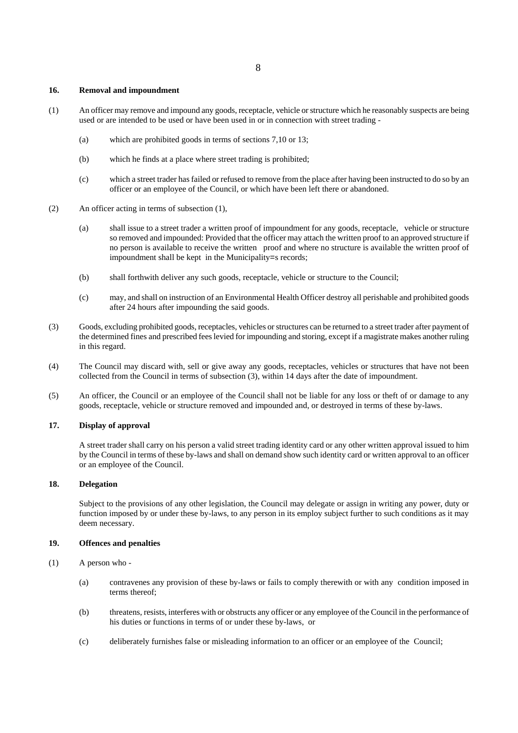### 16. Removal and impoundment

(1) An officer may remove and impound any goods, receptacle, vehicle or structure which he reasonably suspects are being used or are intended to be used or have been used in or in connection with street trading -

(a) which are prohibited goods in terms of sections 7,10 or 13;

(b) which he finds at a place where street trading is prohibited;

(c) which a street trader has failed or refused to remove from the place after having been instructed to do so by an officer or an employee of the Council, or which have been left there or abandoned.

(2) An officer acting in terms of subsection (1),

(a) shall issue to a street trader a written proof of impoundment for any goods, receptacle, vehicle or structure so removed and impounded: Provided that the officer may attach the written proof to an approved structure if no person is available to receive the written proof and where no structure is available the written proof of impoundment shall be kept in the Municipality=s records;

(b) shall forthwith deliver any such goods, receptacle, vehicle or structure to the Council;

(c) may, and shall on instruction of an Environmental Health Officer destroy all perishable and prohibited goods after 24 hours after impounding the said goods.

(3) Goods, excluding prohibited goods, receptacles, vehicles or structures can be returned to a street trader after payment of the determined fines and prescribed fees levied for impounding and storing, except if a magistrate makes another ruling in this regard.

(4) The Council may discard with, sell or give away any goods, receptacles, vehicles or structures that have not been collected from the Council in terms of subsection (3), within 14 days after the date of impoundment.

(5) An officer, the Council or an employee of the Council shall not be liable for any loss or theft of or damage to any goods, receptacle, vehicle or structure removed and impounded and, or destroyed in terms of these by-laws.

### 17. Display of approval

A street trader shall carry on his person a valid street trading identity card or any other written approval issued to him by the Council in terms of these by-laws and shall on demand show such identity card or written approval to an officer or an employee of the Council.

### 18. Delegation

Subject to the provisions of any other legislation, the Council may delegate or assign in writing any power, duty or function imposed by or under these by-laws, to any person in its employ subject further to such conditions as it may deem necessary.

### 19. Offences and penalties

(1) A person who -

(a) contravenes any provision of these by-laws or fails to comply therewith or with any condition imposed in terms thereof;

(b) threatens, resists, interferes with or obstructs any officer or any employee of the Council in the performance of his duties or functions in terms of or under these by-laws, or

(c) deliberately furnishes false or misleading information to an officer or an employee of the Council;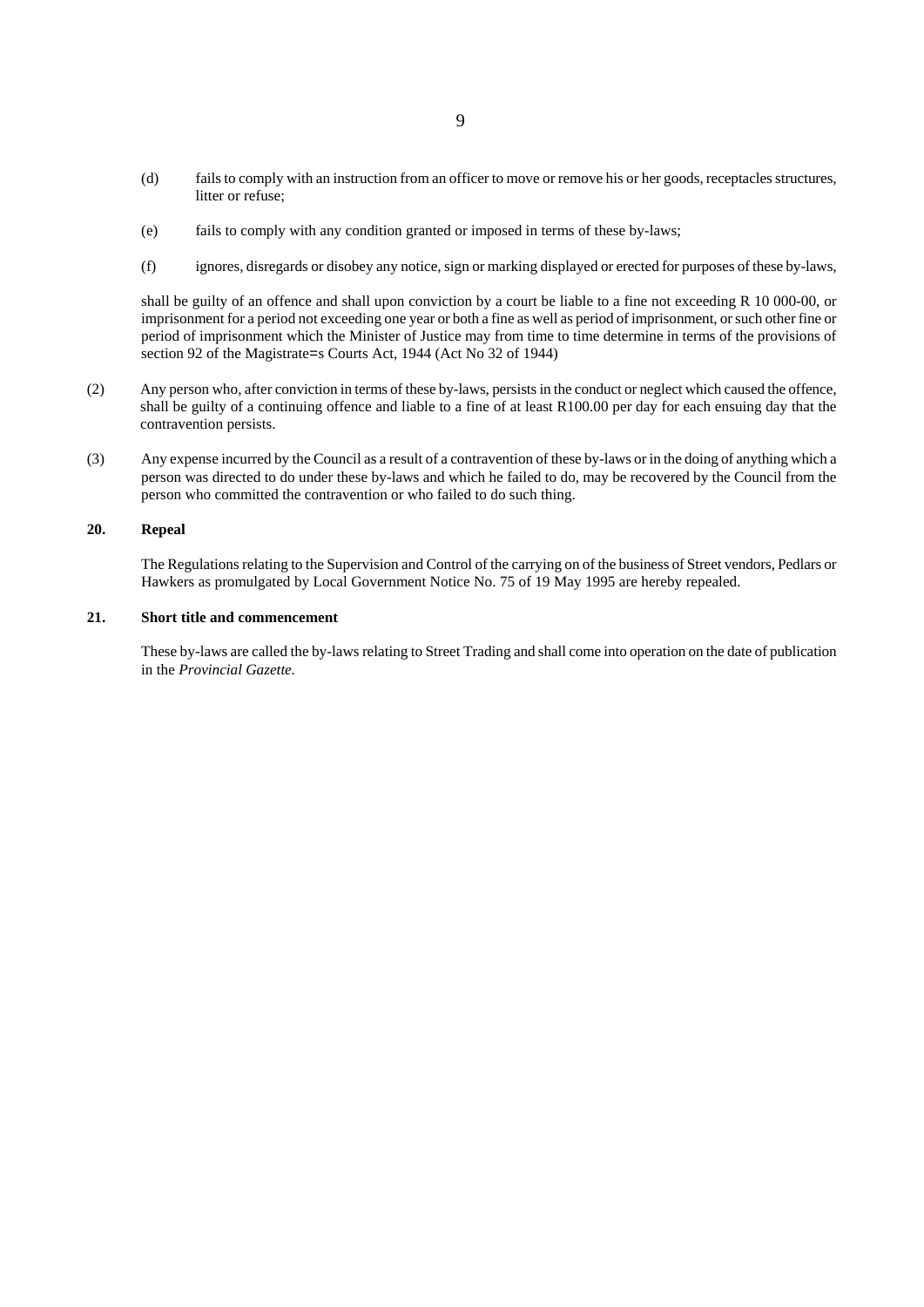(d) fails to comply with an instruction from an officer to move or remove his or her goods, receptacles structures, litter or refuse;

(e) fails to comply with any condition granted or imposed in terms of these by-laws;

(f) ignores, disregards or disobey any notice, sign or marking displayed or erected for purposes of these by-laws,

shall be guilty of an offence and shall upon conviction by a court be liable to a fine not exceeding R 10 000-00, or imprisonment for a period not exceeding one year or both a fine as well as period of imprisonment, or such other fine or period of imprisonment which the Minister of Justice may from time to time determine in terms of the provisions of section 92 of the Magistrate=s Courts Act, 1944 (Act No 32 of 1944)

(2) Any person who, after conviction in terms of these by-laws, persists in the conduct or neglect which caused the offence, shall be guilty of a continuing offence and liable to a fine of at least R100.00 per day for each ensuing day that the contravention persists.

(3) Any expense incurred by the Council as a result of a contravention of these by-laws or in the doing of anything which a person was directed to do under these by-laws and which he failed to do, may be recovered by the Council from the person who committed the contravention or who failed to do such thing.

**20. Repeal**

The Regulations relating to the Supervision and Control of the carrying on of the business of Street vendors, Pedlars or Hawkers as promulgated by Local Government Notice No. 75 of 19 May 1995 are hereby repealed.

**21. Short title and commencement**

These by-laws are called the by-laws relating to Street Trading and shall come into operation on the date of publication in the *Provincial Gazette.*